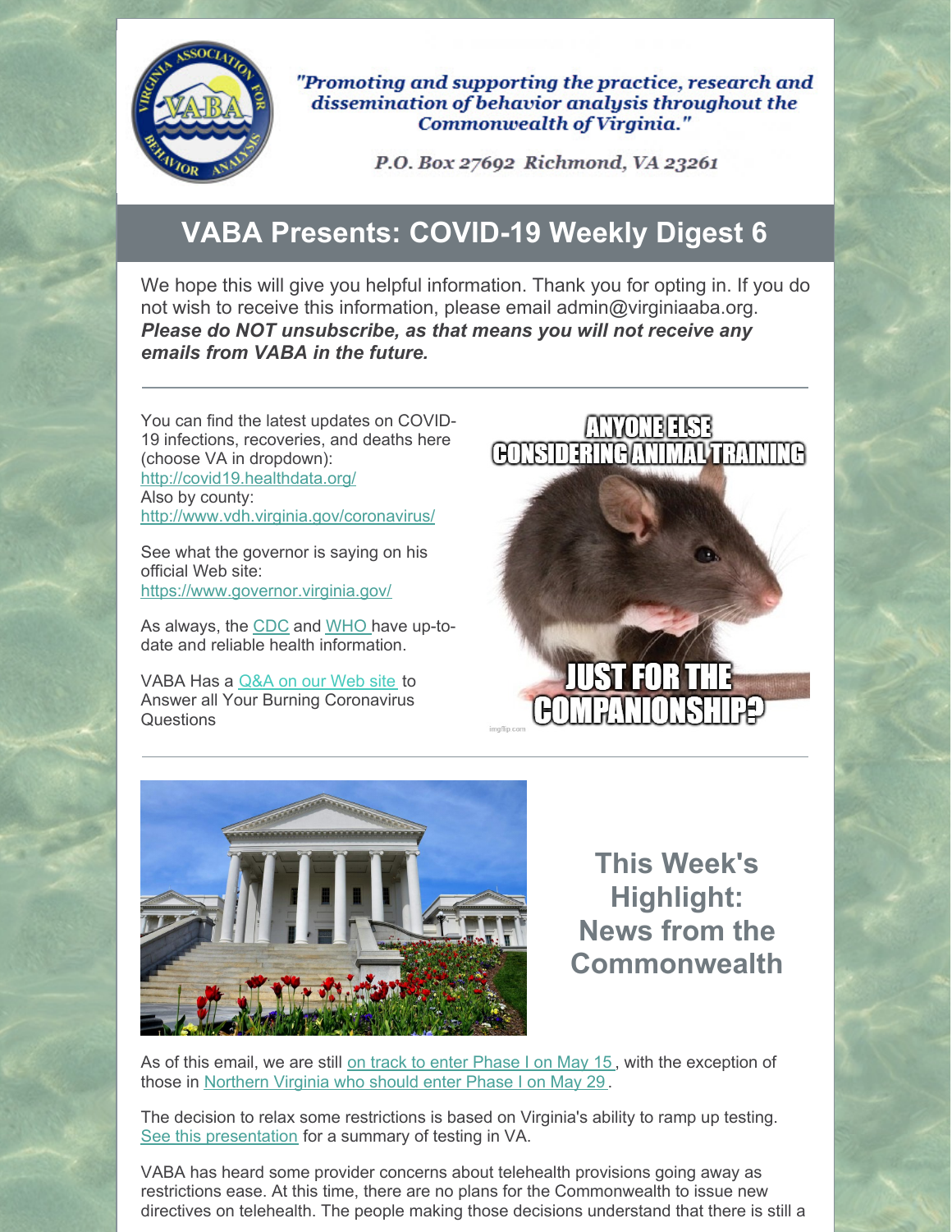"Promoting and supporting the practice, research and dissemination of behavior analysis throughout the Commonwealth of Virginia."

P.O. Box 27692 Richmond, VA 23261

# VABA Presents: COVID-19 Weekly Digest 6

We hope this will give you helpful information. Thank you for opting in. If you do not wish to receive this information, please email admin@virginiaaba.org. ***Please do NOT unsubscribe, as that means you will not receive any emails from VABA in the future.***

---

You can find the latest updates on COVID-19 infections, recoveries, and deaths here (choose VA in dropdown): http://covid19.healthdata.org/
Also by county: http://www.vdh.virginia.gov/coronavirus/

See what the governor is saying on his official Web site: https://www.governor.virginia.gov/

As always, the CDC and WHO have up-to-date and reliable health information.

VABA Has a Q&A on our Web site to Answer all Your Burning Coronavirus Questions

ANYONE ELSE CONSIDERING ANIMAL TRAINING JUST FOR THE COMPANIONSHIP?

---

## This Week's Highlight: News from the Commonwealth

As of this email, we are still on track to enter Phase I on May 15, with the exception of those in Northern Virginia who should enter Phase I on May 29.

The decision to relax some restrictions is based on Virginia's ability to ramp up testing. See this presentation for a summary of testing in VA.

VABA has heard some provider concerns about telehealth provisions going away as restrictions ease. At this time, there are no plans for the Commonwealth to issue new directives on telehealth. The people making those decisions understand that there is still a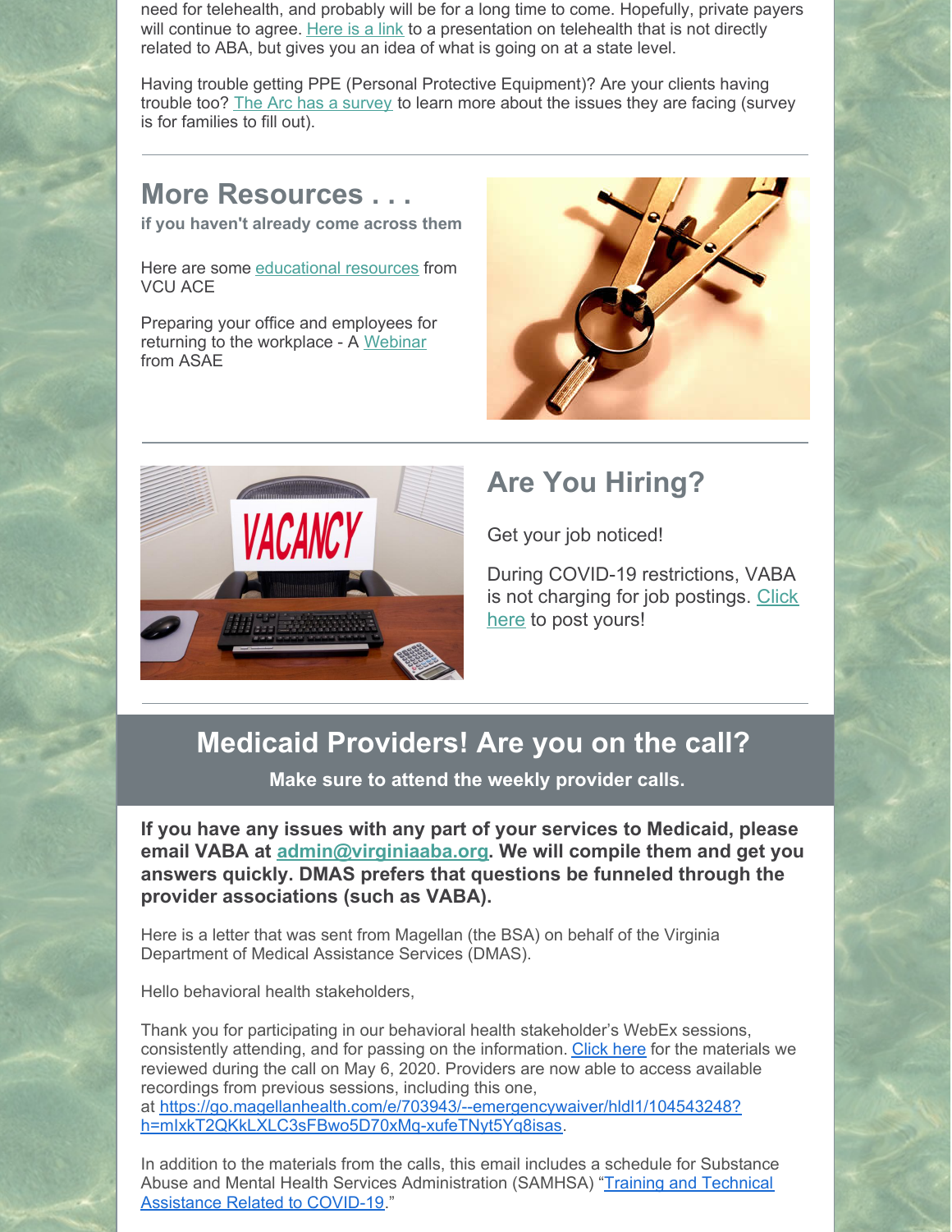need for telehealth, and probably will be for a long time to come. Hopefully, private payers will continue to agree. Here is a link to a presentation on telehealth that is not directly related to ABA, but gives you an idea of what is going on at a state level.

Having trouble getting PPE (Personal Protective Equipment)? Are your clients having trouble too? The Arc has a survey to learn more about the issues they are facing (survey is for families to fill out).

## More Resources . . .

**if you haven't already come across them**

Here are some educational resources from VCU ACE

Preparing your office and employees for returning to the workplace - A Webinar from ASAE

## Are You Hiring?

Get your job noticed!

During COVID-19 restrictions, VABA is not charging for job postings. Click here to post yours!

## Medicaid Providers! Are you on the call?

**Make sure to attend the weekly provider calls.**

**If you have any issues with any part of your services to Medicaid, please email VABA at admin@virginiaaba.org. We will compile them and get you answers quickly. DMAS prefers that questions be funneled through the provider associations (such as VABA).**

Here is a letter that was sent from Magellan (the BSA) on behalf of the Virginia Department of Medical Assistance Services (DMAS).

Hello behavioral health stakeholders,

Thank you for participating in our behavioral health stakeholder's WebEx sessions, consistently attending, and for passing on the information. Click here for the materials we reviewed during the call on May 6, 2020. Providers are now able to access available recordings from previous sessions, including this one, at https://go.magellanhealth.com/e/703943/--emergencywaiver/hldl1/104543248?h=mIxkT2QKkLXLC3sFBwo5D70xMq-xufeTNyt5Yq8isas.

In addition to the materials from the calls, this email includes a schedule for Substance Abuse and Mental Health Services Administration (SAMHSA) "Training and Technical Assistance Related to COVID-19."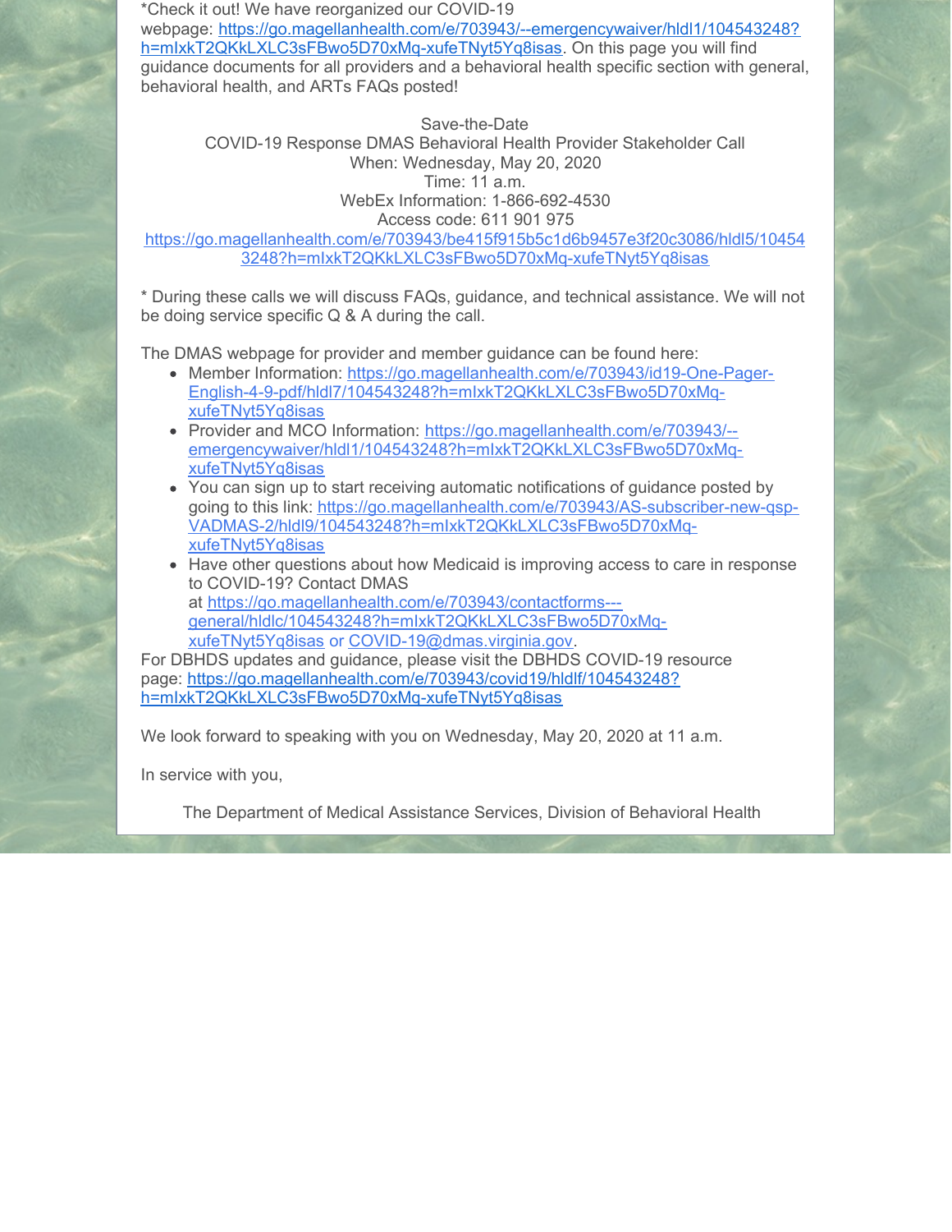*Check it out! We have reorganized our COVID-19 webpage: https://go.magellanhealth.com/e/703943/--emergencywaiver/hldl1/104543248?h=mIxkT2QKkLXLC3sFBwo5D70xMq-xufeTNyt5Yq8isas. On this page you will find guidance documents for all providers and a behavioral health specific section with general, behavioral health, and ARTs FAQs posted!

Save-the-Date
COVID-19 Response DMAS Behavioral Health Provider Stakeholder Call
When: Wednesday, May 20, 2020
Time: 11 a.m.
WebEx Information: 1-866-692-4530
Access code: 611 901 975
https://go.magellanhealth.com/e/703943/be415f915b5c1d6b9457e3f20c3086/hldl5/104543248?h=mIxkT2QKkLXLC3sFBwo5D70xMq-xufeTNyt5Yq8isas

* During these calls we will discuss FAQs, guidance, and technical assistance. We will not be doing service specific Q & A during the call.

The DMAS webpage for provider and member guidance can be found here:

- Member Information: https://go.magellanhealth.com/e/703943/id19-One-Pager-English-4-9-pdf/hldl7/104543248?h=mIxkT2QKkLXLC3sFBwo5D70xMq-xufeTNyt5Yq8isas
- Provider and MCO Information: https://go.magellanhealth.com/e/703943/--emergencywaiver/hldl1/104543248?h=mIxkT2QKkLXLC3sFBwo5D70xMq-xufeTNyt5Yq8isas
- You can sign up to start receiving automatic notifications of guidance posted by going to this link: https://go.magellanhealth.com/e/703943/AS-subscriber-new-qsp-VADMAS-2/hldl9/104543248?h=mIxkT2QKkLXLC3sFBwo5D70xMq-xufeTNyt5Yq8isas
- Have other questions about how Medicaid is improving access to care in response to COVID-19? Contact DMAS at https://go.magellanhealth.com/e/703943/contactforms---general/hldlc/104543248?h=mIxkT2QKkLXLC3sFBwo5D70xMq-xufeTNyt5Yq8isas or COVID-19@dmas.virginia.gov.

For DBHDS updates and guidance, please visit the DBHDS COVID-19 resource page: https://go.magellanhealth.com/e/703943/covid19/hldlf/104543248?h=mIxkT2QKkLXLC3sFBwo5D70xMq-xufeTNyt5Yq8isas

We look forward to speaking with you on Wednesday, May 20, 2020 at 11 a.m.

In service with you,

The Department of Medical Assistance Services, Division of Behavioral Health